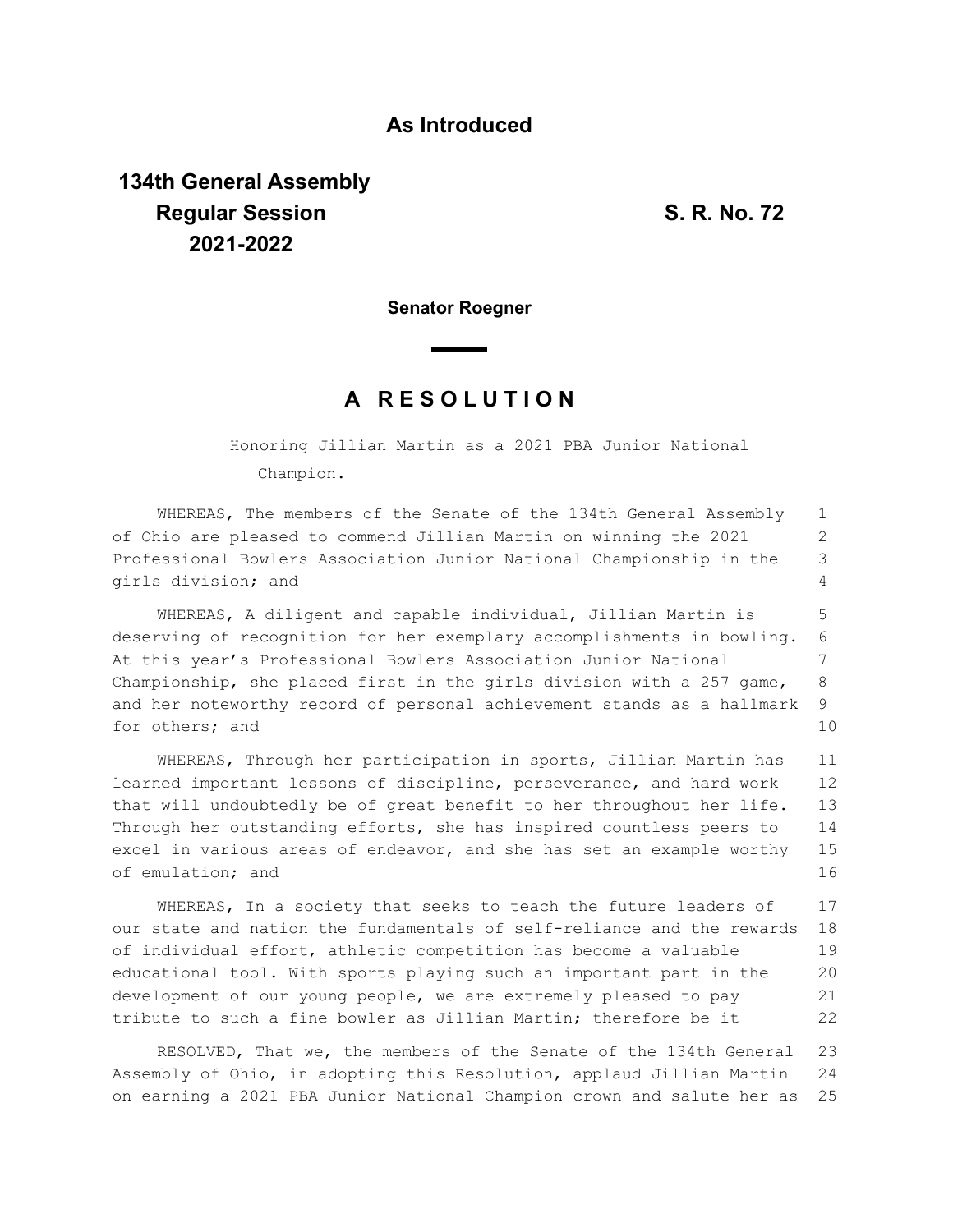**As Introduced**

**134th General Assembly**
**Regular Session**
**2021-2022**

**S. R. No. 72**

**Senator Roegner**

# A R E S O L U T I O N

Honoring Jillian Martin as a 2021 PBA Junior National Champion.

WHEREAS, The members of the Senate of the 134th General Assembly of Ohio are pleased to commend Jillian Martin on winning the 2021 Professional Bowlers Association Junior National Championship in the girls division; and

WHEREAS, A diligent and capable individual, Jillian Martin is deserving of recognition for her exemplary accomplishments in bowling. At this year's Professional Bowlers Association Junior National Championship, she placed first in the girls division with a 257 game, and her noteworthy record of personal achievement stands as a hallmark for others; and

WHEREAS, Through her participation in sports, Jillian Martin has learned important lessons of discipline, perseverance, and hard work that will undoubtedly be of great benefit to her throughout her life. Through her outstanding efforts, she has inspired countless peers to excel in various areas of endeavor, and she has set an example worthy of emulation; and

WHEREAS, In a society that seeks to teach the future leaders of our state and nation the fundamentals of self-reliance and the rewards of individual effort, athletic competition has become a valuable educational tool. With sports playing such an important part in the development of our young people, we are extremely pleased to pay tribute to such a fine bowler as Jillian Martin; therefore be it

RESOLVED, That we, the members of the Senate of the 134th General Assembly of Ohio, in adopting this Resolution, applaud Jillian Martin on earning a 2021 PBA Junior National Champion crown and salute her as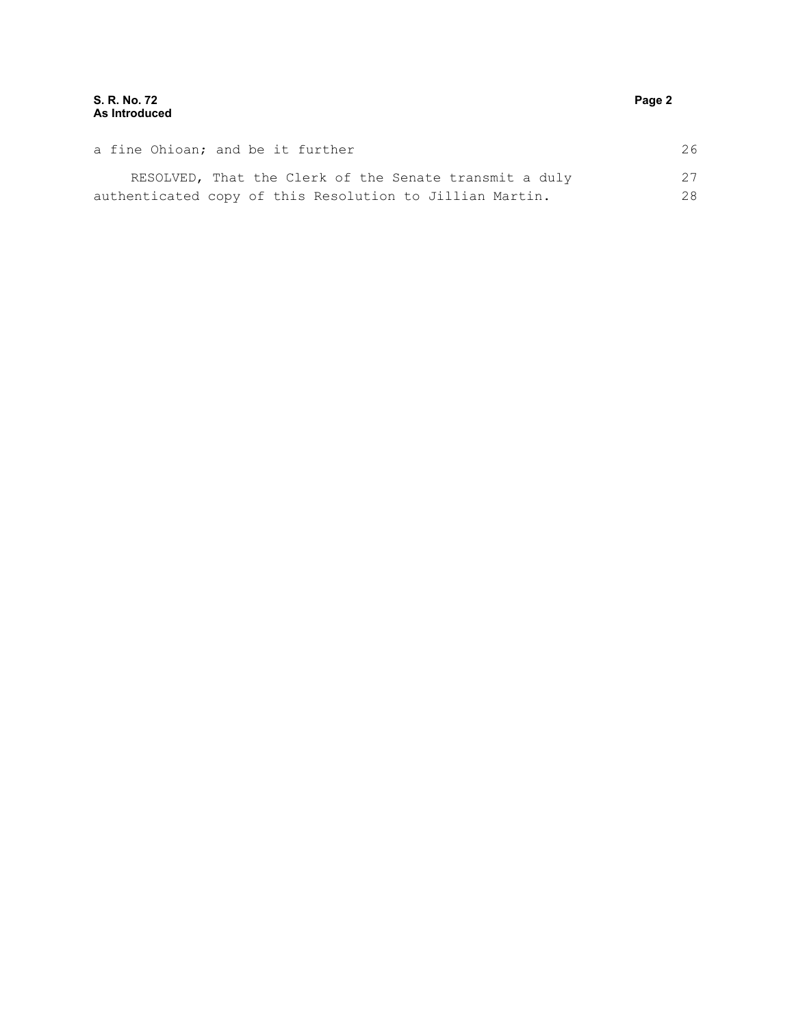a fine Ohioan; and be it further

RESOLVED, That the Clerk of the Senate transmit a duly authenticated copy of this Resolution to Jillian Martin.